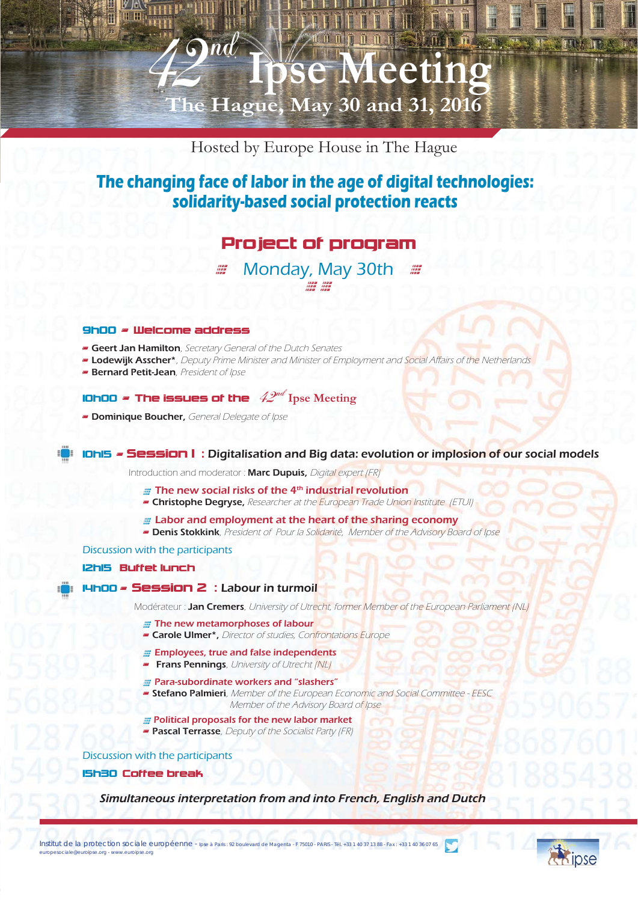# 42nd Ipse Meeting

## The Hague, May 30 and 31, 2016

Hosted by Europe House in The Hague

## The changing face of labor in the age of digital technologies: solidarity-based social protection reacts

## Project of program

### Monday, May 30th

**9h00 - Welcome address**

- **Geert Jan Hamilton**, *Secretary General of the Dutch Senates*
- **Lodewijk Asscher***, *Deputy Prime Minister and Minister of Employment and Social Affairs of the Netherlands*
- **Bernard Petit-Jean**, *President of Ipse*

**10h00 - The issues of the 42nd Ipse Meeting**

- **Dominique Boucher,** *General Delegate of Ipse*

**10h15 - Session 1 : Digitalisation and Big data: evolution or implosion of our social models**

Introduction and moderator : **Marc Dupuis,** *Digital expert (FR)*

The new social risks of the 4th industrial revolution
- **Christophe Degryse,** *Researcher at the European Trade Union Institute (ETUI)*

Labor and employment at the heart of the sharing economy
- **Denis Stokkink**, *President of Pour la Solidarité, Member of the Advisory Board of Ipse*

Discussion with the participants

**12h15 Buffet lunch**

**14h00 - Session 2 : Labour in turmoil**

Modérateur : **Jan Cremers**, *University of Utrecht, former Member of the European Parliament (NL)*

The new metamorphoses of labour
- **Carole Ulmer*,** *Director of studies, Confrontations Europe*

Employees, true and false independents
- **Frans Pennings**, *University of Utrecht (NL)*

Para-subordinate workers and "slashers"
- **Stefano Palmieri**, *Member of the European Economic and Social Committee - EESC Member of the Advisory Board of Ipse*

Political proposals for the new labor market
- **Pascal Terrasse**, *Deputy of the Socialist Party (FR)*

Discussion with the participants

**15h30 Coffee break**

*Simultaneous interpretation from and into French, English and Dutch*

Institut de la protection sociale européenne - Ipse à Paris : 92 boulevard de Magenta - F 75010 - PARIS - Tél. +33 1 40 37 13 88 - Fax : +33 1 40 36 07 65
europesociale@euroipse.org - www.euroipse.org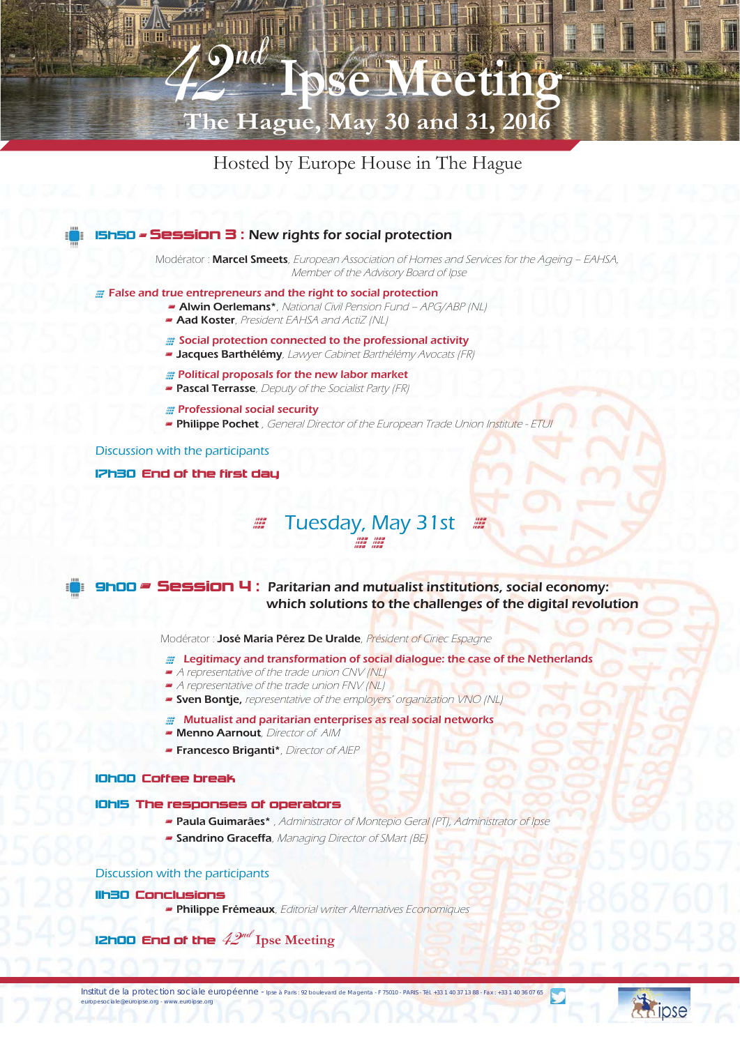# 42nd Ipse Meeting

## The Hague, May 30 and 31, 2016

Hosted by Europe House in The Hague

### 15h50 - Session 3 : New rights for social protection

Modérator : **Marcel Smeets**, *European Association of Homes and Services for the Ageing – EAHSA, Member of the Advisory Board of Ipse*

**False and true entrepreneurs and the right to social protection**

- **Alwin Oerlemans***, *National Civil Pension Fund – APG/ABP (NL)*
- **Aad Koster**, *President EAHSA and ActiZ (NL)*

**Social protection connected to the professional activity**

- **Jacques Barthélémy**, *Lawyer Cabinet Barthélémy Avocats (FR)*

**Political proposals for the new labor market**

- **Pascal Terrasse**, *Deputy of the Socialist Party (FR)*

**Professional social security**

- **Philippe Pochet** , *General Director of the European Trade Union Institute - ETUI*

Discussion with the participants

**17h30 End of the first day**

## Tuesday, May 31st

### 9h00 - Session 4 : Paritarian and mutualist institutions, social economy: which solutions to the challenges of the digital revolution

Modérator : **José María Pérez De Uralde**, *Président of Ciriec Espagne*

**Legitimacy and transformation of social dialogue: the case of the Netherlands**

- *A representative of the trade union CNV (NL)*
- *A representative of the trade union FNV (NL)*
- **Sven Bontje,** *representative of the employers' organization VNO (NL)*

**Mutualist and paritarian enterprises as real social networks**

- **Menno Aarnout**, *Director of AIM*
- **Francesco Briganti***, *Director of AIEP*

**10h00 Coffee break**

**10h15 The responses of operators**

- **Paula Guimarães*** , *Administrator of Montepio Geral (PT), Administrator of Ipse*
- **Sandrino Graceffa**, *Managing Director of SMart (BE)*

Discussion with the participants

**11h30 Conclusions**

- **Philippe Frémeaux**, *Editorial writer Alternatives Economiques*

**12h00 End of the 42nd Ipse Meeting**

Institut de la protection sociale européenne - Ipse à Paris : 92 boulevard de Magenta - F 75010 - PARIS - Tél. +33 1 40 37 13 88 - Fax : +33 1 40 36 07 65
europesociale@euroipse.org - www.euroipse.org